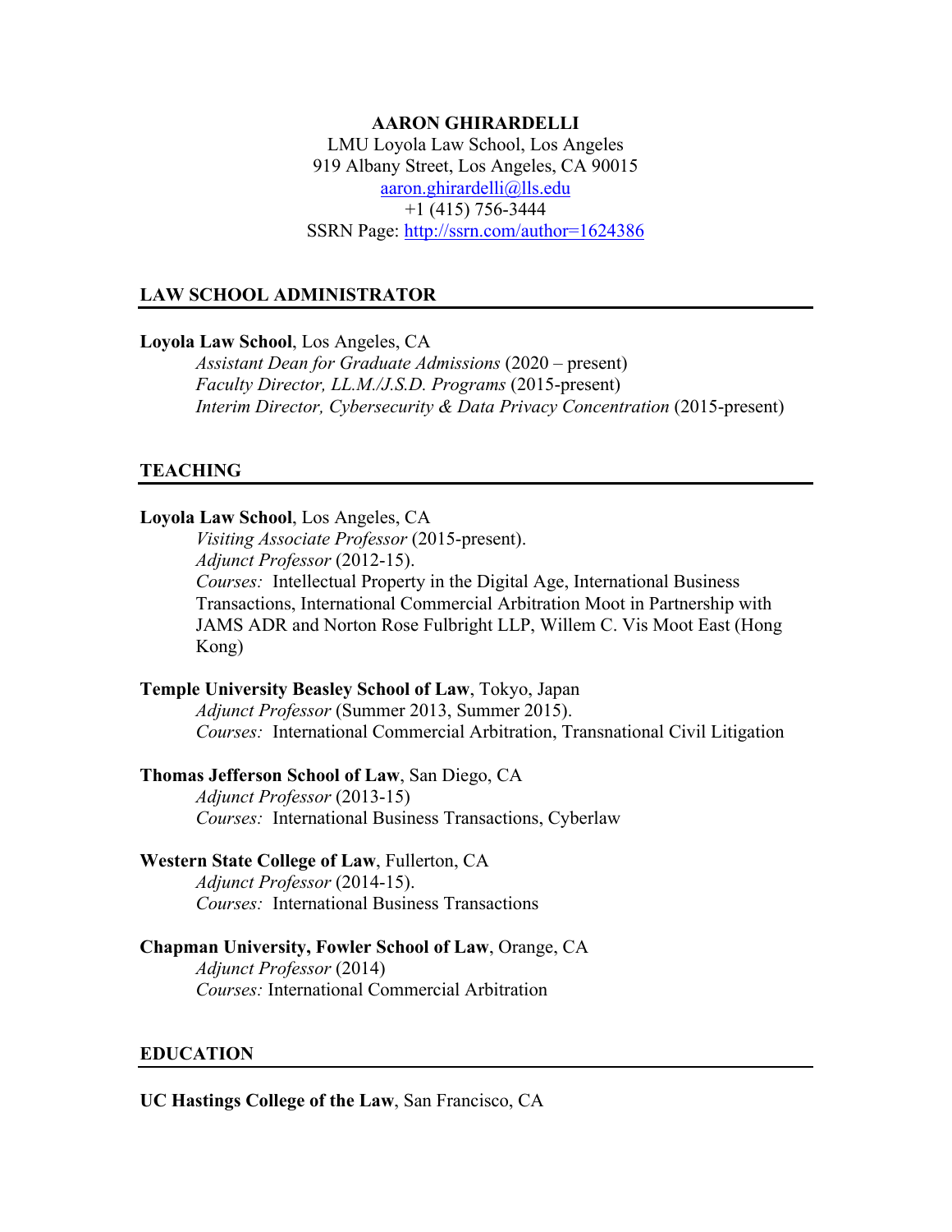**AARON GHIRARDELLI**
LMU Loyola Law School, Los Angeles
919 Albany Street, Los Angeles, CA 90015
aaron.ghirardelli@lls.edu
+1 (415) 756-3444
SSRN Page: http://ssrn.com/author=1624386

## LAW SCHOOL ADMINISTRATOR

**Loyola Law School**, Los Angeles, CA
*Assistant Dean for Graduate Admissions* (2020 – present)
*Faculty Director, LL.M./J.S.D. Programs* (2015-present)
*Interim Director, Cybersecurity & Data Privacy Concentration* (2015-present)

## TEACHING

**Loyola Law School**, Los Angeles, CA
*Visiting Associate Professor* (2015-present).
*Adjunct Professor* (2012-15).
*Courses:* Intellectual Property in the Digital Age, International Business Transactions, International Commercial Arbitration Moot in Partnership with JAMS ADR and Norton Rose Fulbright LLP, Willem C. Vis Moot East (Hong Kong)

**Temple University Beasley School of Law**, Tokyo, Japan
*Adjunct Professor* (Summer 2013, Summer 2015).
*Courses:* International Commercial Arbitration, Transnational Civil Litigation

**Thomas Jefferson School of Law**, San Diego, CA
*Adjunct Professor* (2013-15)
*Courses:* International Business Transactions, Cyberlaw

**Western State College of Law**, Fullerton, CA
*Adjunct Professor* (2014-15).
*Courses:* International Business Transactions

**Chapman University, Fowler School of Law**, Orange, CA
*Adjunct Professor* (2014)
*Courses:* International Commercial Arbitration

## EDUCATION

**UC Hastings College of the Law**, San Francisco, CA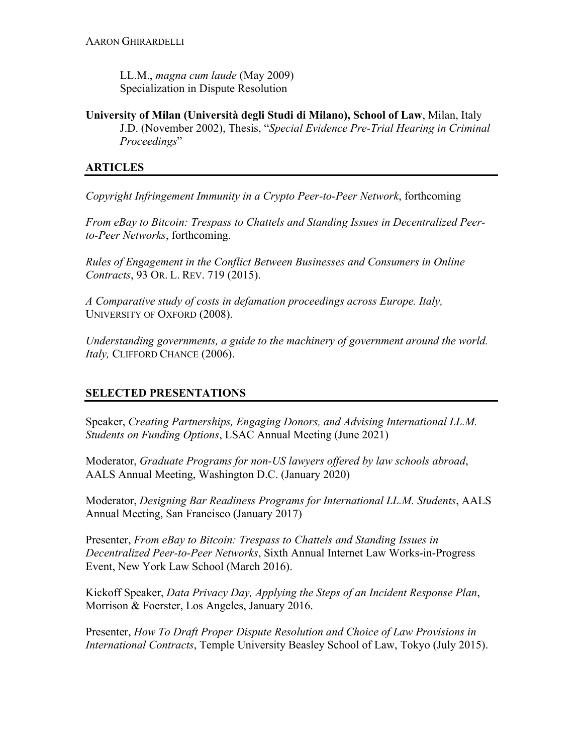LL.M., *magna cum laude* (May 2009)
Specialization in Dispute Resolution

**University of Milan (Università degli Studi di Milano), School of Law**, Milan, Italy
J.D. (November 2002), Thesis, "*Special Evidence Pre-Trial Hearing in Criminal Proceedings*"

## ARTICLES

*Copyright Infringement Immunity in a Crypto Peer-to-Peer Network*, forthcoming

*From eBay to Bitcoin: Trespass to Chattels and Standing Issues in Decentralized Peer-to-Peer Networks*, forthcoming.

*Rules of Engagement in the Conflict Between Businesses and Consumers in Online Contracts*, 93 OR. L. REV. 719 (2015).

*A Comparative study of costs in defamation proceedings across Europe. Italy,* UNIVERSITY OF OXFORD (2008).

*Understanding governments, a guide to the machinery of government around the world. Italy,* CLIFFORD CHANCE (2006).

## SELECTED PRESENTATIONS

Speaker, *Creating Partnerships, Engaging Donors, and Advising International LL.M. Students on Funding Options*, LSAC Annual Meeting (June 2021)

Moderator, *Graduate Programs for non-US lawyers offered by law schools abroad*, AALS Annual Meeting, Washington D.C. (January 2020)

Moderator, *Designing Bar Readiness Programs for International LL.M. Students*, AALS Annual Meeting, San Francisco (January 2017)

Presenter, *From eBay to Bitcoin: Trespass to Chattels and Standing Issues in Decentralized Peer-to-Peer Networks*, Sixth Annual Internet Law Works-in-Progress Event, New York Law School (March 2016).

Kickoff Speaker, *Data Privacy Day, Applying the Steps of an Incident Response Plan*, Morrison & Foerster, Los Angeles, January 2016.

Presenter, *How To Draft Proper Dispute Resolution and Choice of Law Provisions in International Contracts*, Temple University Beasley School of Law, Tokyo (July 2015).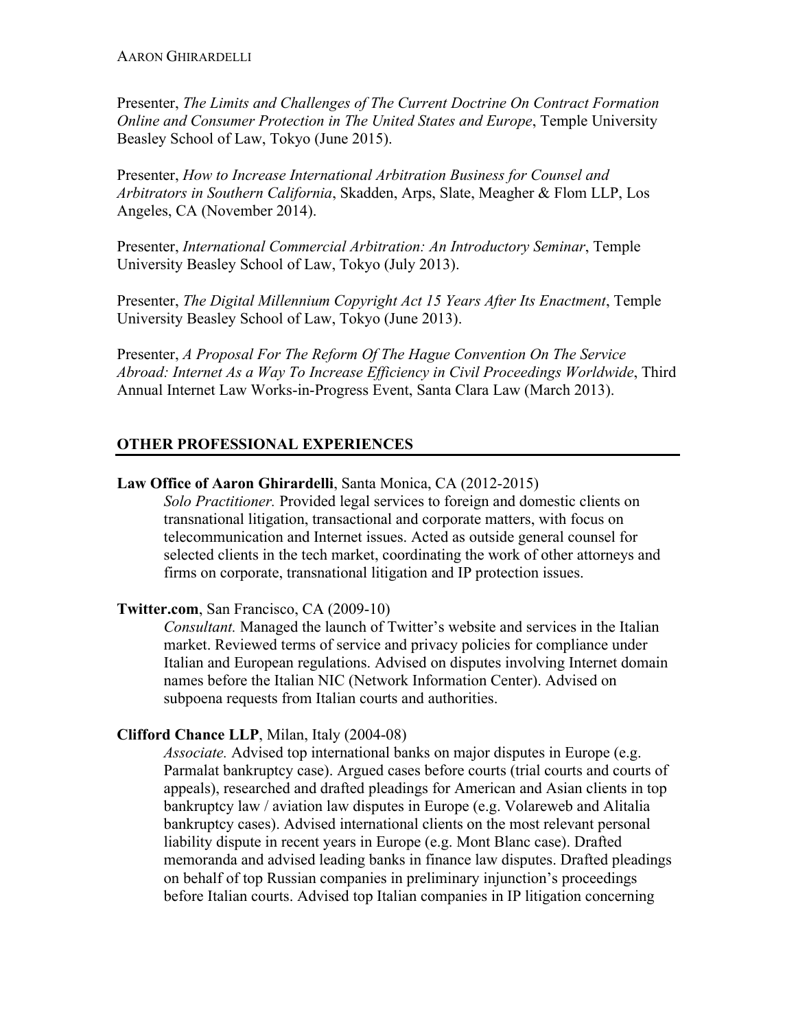Presenter, *The Limits and Challenges of The Current Doctrine On Contract Formation Online and Consumer Protection in The United States and Europe*, Temple University Beasley School of Law, Tokyo (June 2015).

Presenter, *How to Increase International Arbitration Business for Counsel and Arbitrators in Southern California*, Skadden, Arps, Slate, Meagher & Flom LLP, Los Angeles, CA (November 2014).

Presenter, *International Commercial Arbitration: An Introductory Seminar*, Temple University Beasley School of Law, Tokyo (July 2013).

Presenter, *The Digital Millennium Copyright Act 15 Years After Its Enactment*, Temple University Beasley School of Law, Tokyo (June 2013).

Presenter, *A Proposal For The Reform Of The Hague Convention On The Service Abroad: Internet As a Way To Increase Efficiency in Civil Proceedings Worldwide*, Third Annual Internet Law Works-in-Progress Event, Santa Clara Law (March 2013).

## OTHER PROFESSIONAL EXPERIENCES

**Law Office of Aaron Ghirardelli**, Santa Monica, CA (2012-2015)

*Solo Practitioner.* Provided legal services to foreign and domestic clients on transnational litigation, transactional and corporate matters, with focus on telecommunication and Internet issues. Acted as outside general counsel for selected clients in the tech market, coordinating the work of other attorneys and firms on corporate, transnational litigation and IP protection issues.

**Twitter.com**, San Francisco, CA (2009-10)

*Consultant.* Managed the launch of Twitter's website and services in the Italian market. Reviewed terms of service and privacy policies for compliance under Italian and European regulations. Advised on disputes involving Internet domain names before the Italian NIC (Network Information Center). Advised on subpoena requests from Italian courts and authorities.

**Clifford Chance LLP**, Milan, Italy (2004-08)

*Associate.* Advised top international banks on major disputes in Europe (e.g. Parmalat bankruptcy case). Argued cases before courts (trial courts and courts of appeals), researched and drafted pleadings for American and Asian clients in top bankruptcy law / aviation law disputes in Europe (e.g. Volareweb and Alitalia bankruptcy cases). Advised international clients on the most relevant personal liability dispute in recent years in Europe (e.g. Mont Blanc case). Drafted memoranda and advised leading banks in finance law disputes. Drafted pleadings on behalf of top Russian companies in preliminary injunction's proceedings before Italian courts. Advised top Italian companies in IP litigation concerning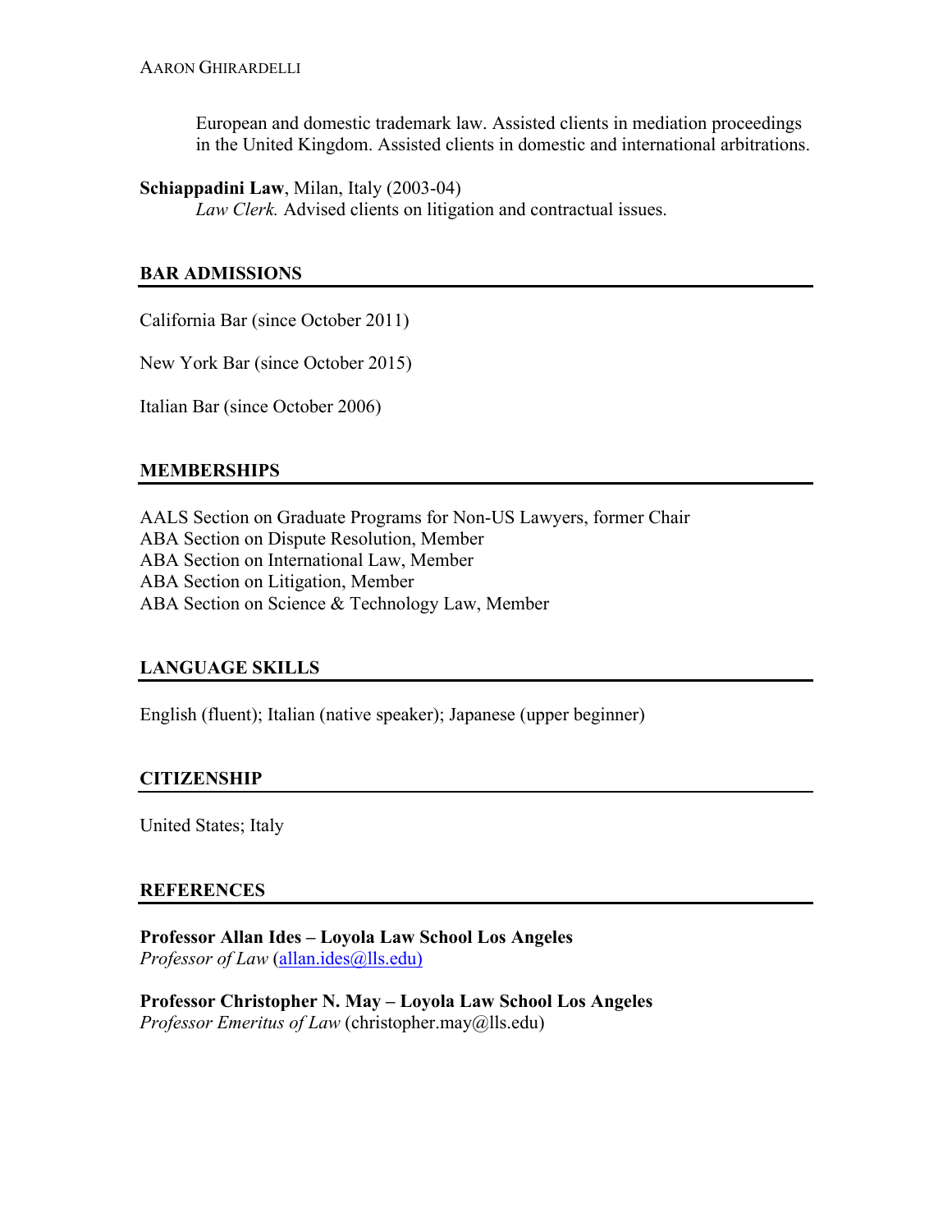European and domestic trademark law. Assisted clients in mediation proceedings in the United Kingdom. Assisted clients in domestic and international arbitrations.

**Schiappadini Law**, Milan, Italy (2003-04)
*Law Clerk.* Advised clients on litigation and contractual issues.

## BAR ADMISSIONS

California Bar (since October 2011)

New York Bar (since October 2015)

Italian Bar (since October 2006)

## MEMBERSHIPS

AALS Section on Graduate Programs for Non-US Lawyers, former Chair
ABA Section on Dispute Resolution, Member
ABA Section on International Law, Member
ABA Section on Litigation, Member
ABA Section on Science & Technology Law, Member

## LANGUAGE SKILLS

English (fluent); Italian (native speaker); Japanese (upper beginner)

## CITIZENSHIP

United States; Italy

## REFERENCES

**Professor Allan Ides – Loyola Law School Los Angeles**
*Professor of Law* (allan.ides@lls.edu)

**Professor Christopher N. May – Loyola Law School Los Angeles**
*Professor Emeritus of Law* (christopher.may@lls.edu)